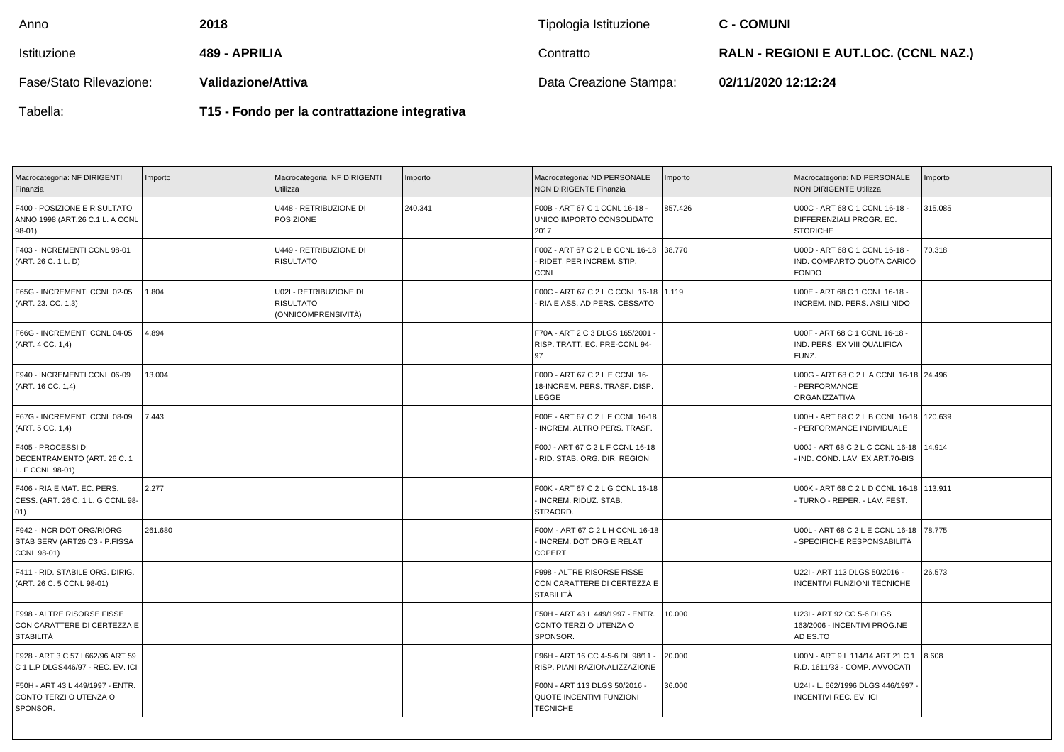| Anno | 2018 | Tipologia Istituzione | C - COMUNI |
|---|---|---|---|
| Istituzione | 489 - APRILIA | Contratto | RALN - REGIONI E AUT.LOC. (CCNL NAZ.) |
| Fase/Stato Rilevazione: | Validazione/Attiva | Data Creazione Stampa: | 02/11/2020 12:12:24 |
| Tabella: | T15 - Fondo per la contrattazione integrativa | | |

| Macrocategoria: NF DIRIGENTI Finanzia | Importo | Macrocategoria: NF DIRIGENTI Utilizza | Importo | Macrocategoria: ND PERSONALE NON DIRIGENTE Finanzia | Importo | Macrocategoria: ND PERSONALE NON DIRIGENTE Utilizza | Importo |
|---|---|---|---|---|---|---|---|
| F400 - POSIZIONE E RISULTATO ANNO 1998 (ART.26 C.1 L. A CCNL 98-01) | | U448 - RETRIBUZIONE DI POSIZIONE | 240.341 | F00B - ART 67 C 1 CCNL 16-18 - UNICO IMPORTO CONSOLIDATO 2017 | 857.426 | U00C - ART 68 C 1 CCNL 16-18 - DIFFERENZIALI PROGR. EC. STORICHE | 315.085 |
| F403 - INCREMENTI CCNL 98-01 (ART. 26 C. 1 L. D) | | U449 - RETRIBUZIONE DI RISULTATO | | F00Z - ART 67 C 2 L B CCNL 16-18 - RIDET. PER INCREM. STIP. CCNL | 38.770 | U00D - ART 68 C 1 CCNL 16-18 - IND. COMPARTO QUOTA CARICO FONDO | 70.318 |
| F65G - INCREMENTI CCNL 02-05 (ART. 23. CC. 1,3) | 1.804 | U02I - RETRIBUZIONE DI RISULTATO (ONNICOMPRENSIVITÀ) | | F00C - ART 67 C 2 L C CCNL 16-18 - RIA E ASS. AD PERS. CESSATO | 1.119 | U00E - ART 68 C 1 CCNL 16-18 - INCREM. IND. PERS. ASILI NIDO | |
| F66G - INCREMENTI CCNL 04-05 (ART. 4 CC. 1,4) | 4.894 | | | F70A - ART 2 C 3 DLGS 165/2001 - RISP. TRATT. EC. PRE-CCNL 94-97 | | U00F - ART 68 C 1 CCNL 16-18 - IND. PERS. EX VIII QUALIFICA FUNZ. | |
| F940 - INCREMENTI CCNL 06-09 (ART. 16 CC. 1,4) | 13.004 | | | F00D - ART 67 C 2 L E CCNL 16-18-INCREM. PERS. TRASF. DISP. LEGGE | | U00G - ART 68 C 2 L A CCNL 16-18 - PERFORMANCE ORGANIZZATIVA | 24.496 |
| F67G - INCREMENTI CCNL 08-09 (ART. 5 CC. 1,4) | 7.443 | | | F00E - ART 67 C 2 L E CCNL 16-18 - INCREM. ALTRO PERS. TRASF. | | U00H - ART 68 C 2 L B CCNL 16-18 - PERFORMANCE INDIVIDUALE | 120.639 |
| F405 - PROCESSI DI DECENTRAMENTO (ART. 26 C. 1 L. F CCNL 98-01) | | | | F00J - ART 67 C 2 L F CCNL 16-18 - RID. STAB. ORG. DIR. REGIONI | | U00J - ART 68 C 2 L C CCNL 16-18 - IND. COND. LAV. EX ART.70-BIS | 14.914 |
| F406 - RIA E MAT. EC. PERS. CESS. (ART. 26 C. 1 L. G CCNL 98-01) | 2.277 | | | F00K - ART 67 C 2 L G CCNL 16-18 - INCREM. RIDUZ. STAB. STRAORD. | | U00K - ART 68 C 2 L D CCNL 16-18 - TURNO - REPER. - LAV. FEST. | 113.911 |
| F942 - INCR DOT ORG/RIORG STAB SERV (ART26 C3 - P.FISSA CCNL 98-01) | 261.680 | | | F00M - ART 67 C 2 L H CCNL 16-18 - INCREM. DOT ORG E RELAT COPERT | | U00L - ART 68 C 2 L E CCNL 16-18 - SPECIFICHE RESPONSABILITÀ | 78.775 |
| F411 - RID. STABILE ORG. DIRIG. (ART. 26 C. 5 CCNL 98-01) | | | | F998 - ALTRE RISORSE FISSE CON CARATTERE DI CERTEZZA E STABILITÀ | | U22I - ART 113 DLGS 50/2016 - INCENTIVI FUNZIONI TECNICHE | 26.573 |
| F998 - ALTRE RISORSE FISSE CON CARATTERE DI CERTEZZA E STABILITÀ | | | | F50H - ART 43 L 449/1997 - ENTR. CONTO TERZI O UTENZA O SPONSOR. | 10.000 | U23I - ART 92 CC 5-6 DLGS 163/2006 - INCENTIVI PROG.NE AD ES.TO | |
| F928 - ART 3 C 57 L662/96 ART 59 C 1 L.P DLGS446/97 - REC. EV. ICI | | | | F96H - ART 16 CC 4-5-6 DL 98/11 - RISP. PIANI RAZIONALIZZAZIONE | 20.000 | U00N - ART 9 L 114/14 ART 21 C 1 R.D. 1611/33 - COMP. AVVOCATI | 8.608 |
| F50H - ART 43 L 449/1997 - ENTR. CONTO TERZI O UTENZA O SPONSOR. | | | | F00N - ART 113 DLGS 50/2016 - QUOTE INCENTIVI FUNZIONI TECNICHE | 36.000 | U24I - L. 662/1996 DLGS 446/1997 - INCENTIVI REC. EV. ICI | |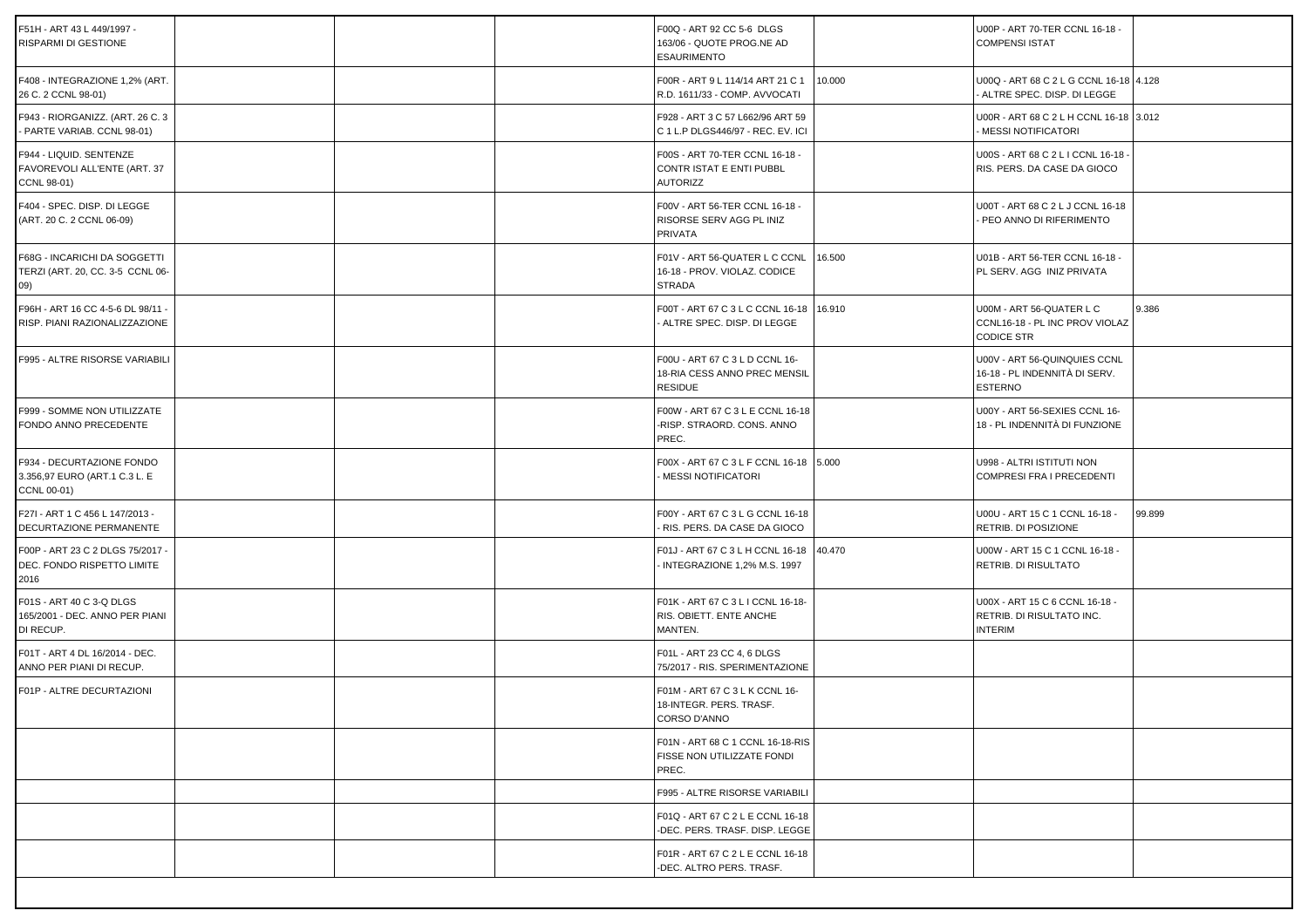| | | | | | | | |
|---|---|---|---|---|---|---|---|
| F51H - ART 43 L 449/1997 - RISPARMI DI GESTIONE | | | | F00Q - ART 92 CC 5-6 DLGS 163/06 - QUOTE PROG.NE AD ESAURIMENTO | | U00P - ART 70-TER CCNL 16-18 - COMPENSI ISTAT | |
| F408 - INTEGRAZIONE 1,2% (ART. 26 C. 2 CCNL 98-01) | | | | F00R - ART 9 L 114/14 ART 21 C 1 R.D. 1611/33 - COMP. AVVOCATI | 10.000 | U00Q - ART 68 C 2 L G CCNL 16-18 - ALTRE SPEC. DISP. DI LEGGE | 4.128 |
| F943 - RIORGANIZZ. (ART. 26 C. 3 - PARTE VARIAB. CCNL 98-01) | | | | F928 - ART 3 C 57 L662/96 ART 59 C 1 L.P DLGS446/97 - REC. EV. ICI | | U00R - ART 68 C 2 L H CCNL 16-18 - MESSI NOTIFICATORI | 3.012 |
| F944 - LIQUID. SENTENZE FAVOREVOLI ALL'ENTE (ART. 37 CCNL 98-01) | | | | F00S - ART 70-TER CCNL 16-18 - CONTR ISTAT E ENTI PUBBL AUTORIZZ | | U00S - ART 68 C 2 L I CCNL 16-18 - RIS. PERS. DA CASE DA GIOCO | |
| F404 - SPEC. DISP. DI LEGGE (ART. 20 C. 2 CCNL 06-09) | | | | F00V - ART 56-TER CCNL 16-18 - RISORSE SERV AGG PL INIZ PRIVATA | | U00T - ART 68 C 2 L J CCNL 16-18 - PEO ANNO DI RIFERIMENTO | |
| F68G - INCARICHI DA SOGGETTI TERZI (ART. 20, CC. 3-5 CCNL 06-09) | | | | F01V - ART 56-QUATER L C CCNL 16-18 - PROV. VIOLAZ. CODICE STRADA | 16.500 | U01B - ART 56-TER CCNL 16-18 - PL SERV. AGG INIZ PRIVATA | |
| F96H - ART 16 CC 4-5-6 DL 98/11 - RISP. PIANI RAZIONALIZZAZIONE | | | | F00T - ART 67 C 3 L C CCNL 16-18 - ALTRE SPEC. DISP. DI LEGGE | 16.910 | U00M - ART 56-QUATER L C CCNL16-18 - PL INC PROV VIOLAZ CODICE STR | 9.386 |
| F995 - ALTRE RISORSE VARIABILI | | | | F00U - ART 67 C 3 L D CCNL 16-18-RIA CESS ANNO PREC MENSIL RESIDUE | | U00V - ART 56-QUINQUIES CCNL 16-18 - PL INDENNITÀ DI SERV. ESTERNO | |
| F999 - SOMME NON UTILIZZATE FONDO ANNO PRECEDENTE | | | | F00W - ART 67 C 3 L E CCNL 16-18 -RISP. STRAORD. CONS. ANNO PREC. | | U00Y - ART 56-SEXIES CCNL 16-18 - PL INDENNITÀ DI FUNZIONE | |
| F934 - DECURTAZIONE FONDO 3.356,97 EURO (ART.1 C.3 L. E CCNL 00-01) | | | | F00X - ART 67 C 3 L F CCNL 16-18 - MESSI NOTIFICATORI | 5.000 | U998 - ALTRI ISTITUTI NON COMPRESI FRA I PRECEDENTI | |
| F27I - ART 1 C 456 L 147/2013 - DECURTAZIONE PERMANENTE | | | | F00Y - ART 67 C 3 L G CCNL 16-18 - RIS. PERS. DA CASE DA GIOCO | | U00U - ART 15 C 1 CCNL 16-18 - RETRIB. DI POSIZIONE | 99.899 |
| F00P - ART 23 C 2 DLGS 75/2017 - DEC. FONDO RISPETTO LIMITE 2016 | | | | F01J - ART 67 C 3 L H CCNL 16-18 - INTEGRAZIONE 1,2% M.S. 1997 | 40.470 | U00W - ART 15 C 1 CCNL 16-18 - RETRIB. DI RISULTATO | |
| F01S - ART 40 C 3-Q DLGS 165/2001 - DEC. ANNO PER PIANI DI RECUP. | | | | F01K - ART 67 C 3 L I CCNL 16-18- RIS. OBIETT. ENTE ANCHE MANTEN. | | U00X - ART 15 C 6 CCNL 16-18 - RETRIB. DI RISULTATO INC. INTERIM | |
| F01T - ART 4 DL 16/2014 - DEC. ANNO PER PIANI DI RECUP. | | | | F01L - ART 23 CC 4, 6 DLGS 75/2017 - RIS. SPERIMENTAZIONE | | | |
| F01P - ALTRE DECURTAZIONI | | | | F01M - ART 67 C 3 L K CCNL 16-18-INTEGR. PERS. TRASF. CORSO D'ANNO | | | |
| | | | | F01N - ART 68 C 1 CCNL 16-18-RIS FISSE NON UTILIZZATE FONDI PREC. | | | |
| | | | | F995 - ALTRE RISORSE VARIABILI | | | |
| | | | | F01Q - ART 67 C 2 L E CCNL 16-18 -DEC. PERS. TRASF. DISP. LEGGE | | | |
| | | | | F01R - ART 67 C 2 L E CCNL 16-18 -DEC. ALTRO PERS. TRASF. | | | |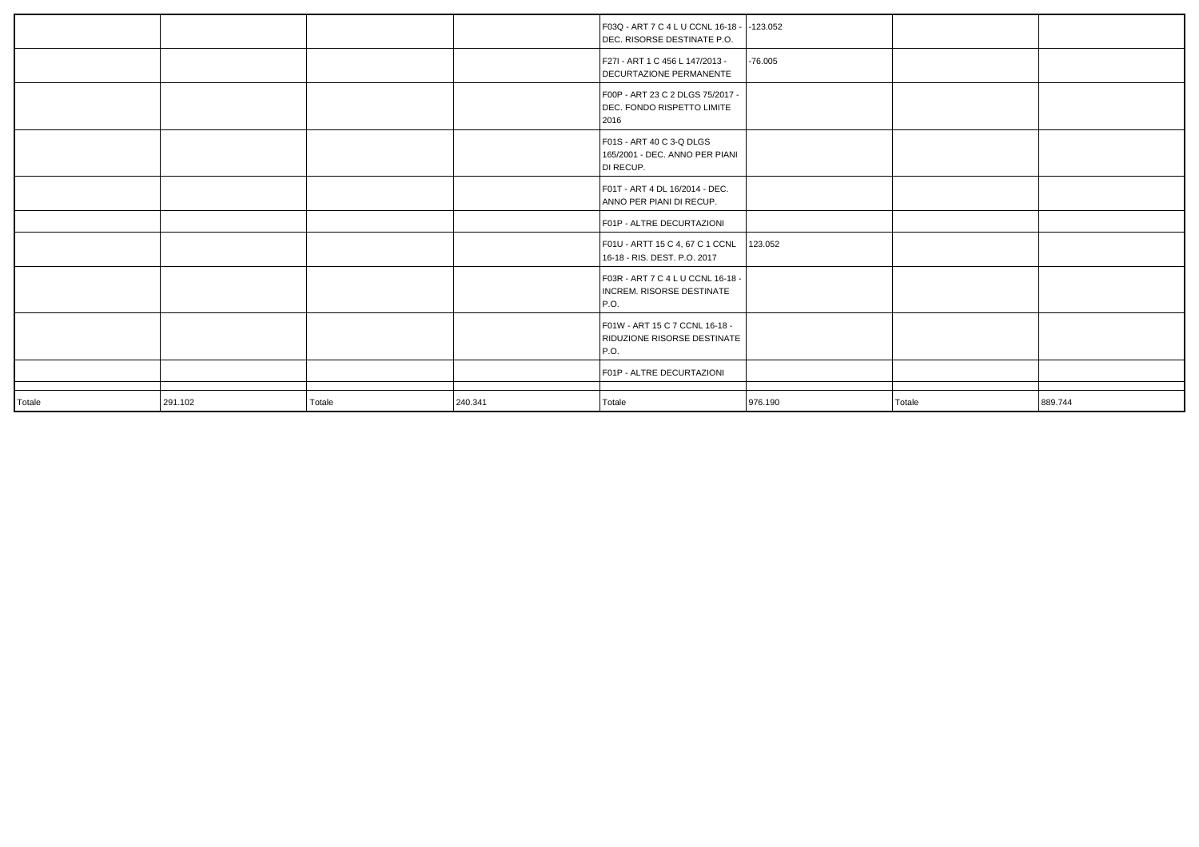| | | | | | | | |
|---|---|---|---|---|---|---|---|
| | | | | F03Q - ART 7 C 4 L U CCNL 16-18 - DEC. RISORSE DESTINATE P.O. | -123.052 | | |
| | | | | F27I - ART 1 C 456 L 147/2013 - DECURTAZIONE PERMANENTE | -76.005 | | |
| | | | | F00P - ART 23 C 2 DLGS 75/2017 - DEC. FONDO RISPETTO LIMITE 2016 | | | |
| | | | | F01S - ART 40 C 3-Q DLGS 165/2001 - DEC. ANNO PER PIANI DI RECUP. | | | |
| | | | | F01T - ART 4 DL 16/2014 - DEC. ANNO PER PIANI DI RECUP. | | | |
| | | | | F01P - ALTRE DECURTAZIONI | | | |
| | | | | F01U - ARTT 15 C 4, 67 C 1 CCNL 16-18 - RIS. DEST. P.O. 2017 | 123.052 | | |
| | | | | F03R - ART 7 C 4 L U CCNL 16-18 - INCREM. RISORSE DESTINATE P.O. | | | |
| | | | | F01W - ART 15 C 7 CCNL 16-18 - RIDUZIONE RISORSE DESTINATE P.O. | | | |
| | | | | F01P - ALTRE DECURTAZIONI | | | |
| | | | | | | | |
| Totale | 291.102 | Totale | 240.341 | Totale | 976.190 | Totale | 889.744 |